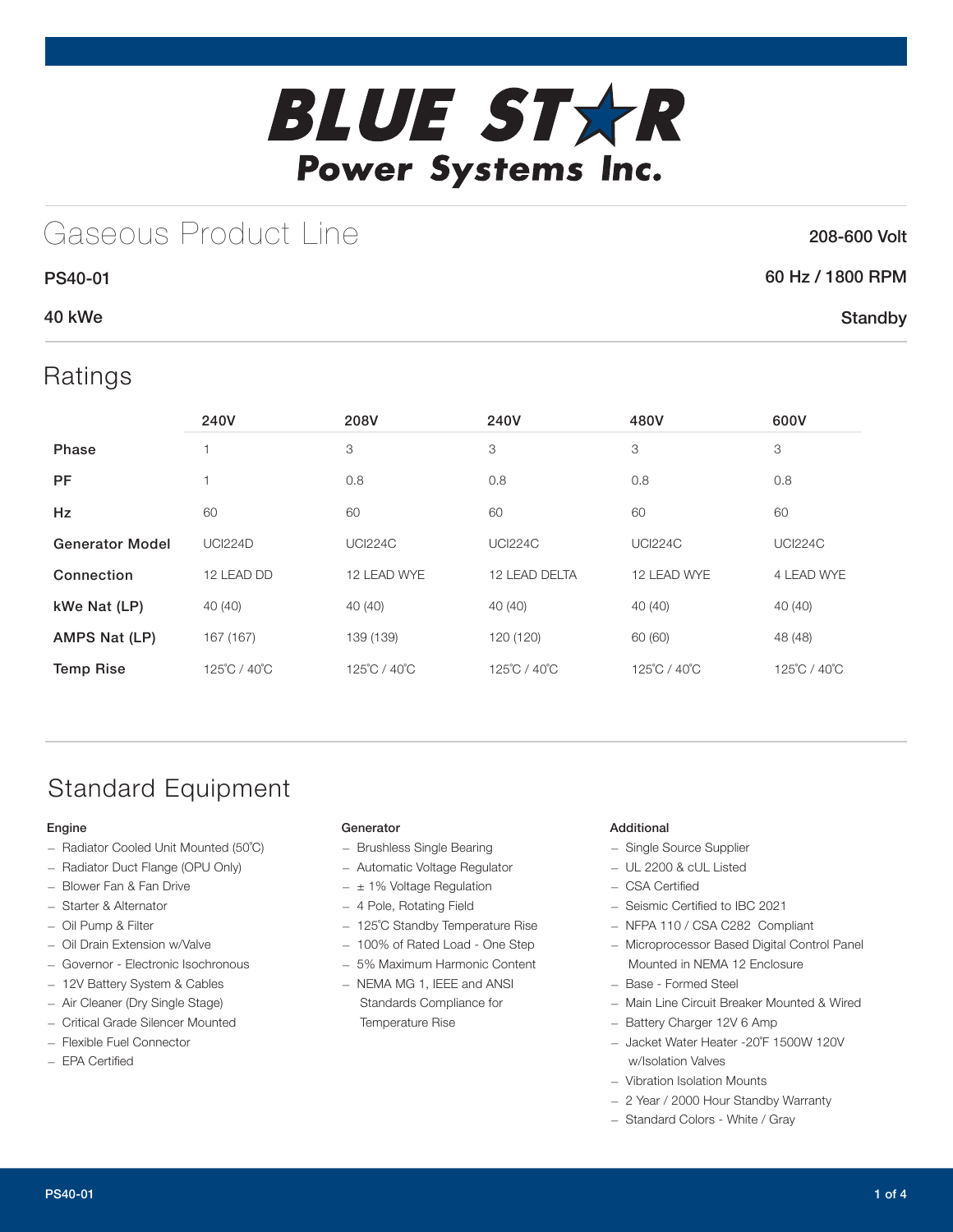# BLUE STAR Power Systems Inc.

## Gaseous Product Line

208-600 Volt

**PS40-01**

60 Hz / 1800 RPM

**40 kWe**

Standby

## Ratings

| | 240V | 208V | 240V | 480V | 600V |
|---|---|---|---|---|---|
| **Phase** | 1 | 3 | 3 | 3 | 3 |
| **PF** | 1 | 0.8 | 0.8 | 0.8 | 0.8 |
| **Hz** | 60 | 60 | 60 | 60 | 60 |
| **Generator Model** | UCI224D | UCI224C | UCI224C | UCI224C | UCI224C |
| **Connection** | 12 LEAD DD | 12 LEAD WYE | 12 LEAD DELTA | 12 LEAD WYE | 4 LEAD WYE |
| **kWe Nat (LP)** | 40 (40) | 40 (40) | 40 (40) | 40 (40) | 40 (40) |
| **AMPS Nat (LP)** | 167 (167) | 139 (139) | 120 (120) | 60 (60) | 48 (48) |
| **Temp Rise** | 125˚C / 40˚C | 125˚C / 40˚C | 125˚C / 40˚C | 125˚C / 40˚C | 125˚C / 40˚C |

## Standard Equipment

### Engine

- Radiator Cooled Unit Mounted (50˚C)
- Radiator Duct Flange (OPU Only)
- Blower Fan & Fan Drive
- Starter & Alternator
- Oil Pump & Filter
- Oil Drain Extension w/Valve
- Governor - Electronic Isochronous
- 12V Battery System & Cables
- Air Cleaner (Dry Single Stage)
- Critical Grade Silencer Mounted
- Flexible Fuel Connector
- EPA Certified

### Generator

- Brushless Single Bearing
- Automatic Voltage Regulator
- ± 1% Voltage Regulation
- 4 Pole, Rotating Field
- 125˚C Standby Temperature Rise
- 100% of Rated Load - One Step
- 5% Maximum Harmonic Content
- NEMA MG 1, IEEE and ANSI Standards Compliance for Temperature Rise

### Additional

- Single Source Supplier
- UL 2200 & cUL Listed
- CSA Certified
- Seismic Certified to IBC 2021
- NFPA 110 / CSA C282 Compliant
- Microprocessor Based Digital Control Panel Mounted in NEMA 12 Enclosure
- Base - Formed Steel
- Main Line Circuit Breaker Mounted & Wired
- Battery Charger 12V 6 Amp
- Jacket Water Heater -20˚F 1500W 120V w/Isolation Valves
- Vibration Isolation Mounts
- 2 Year / 2000 Hour Standby Warranty
- Standard Colors - White / Gray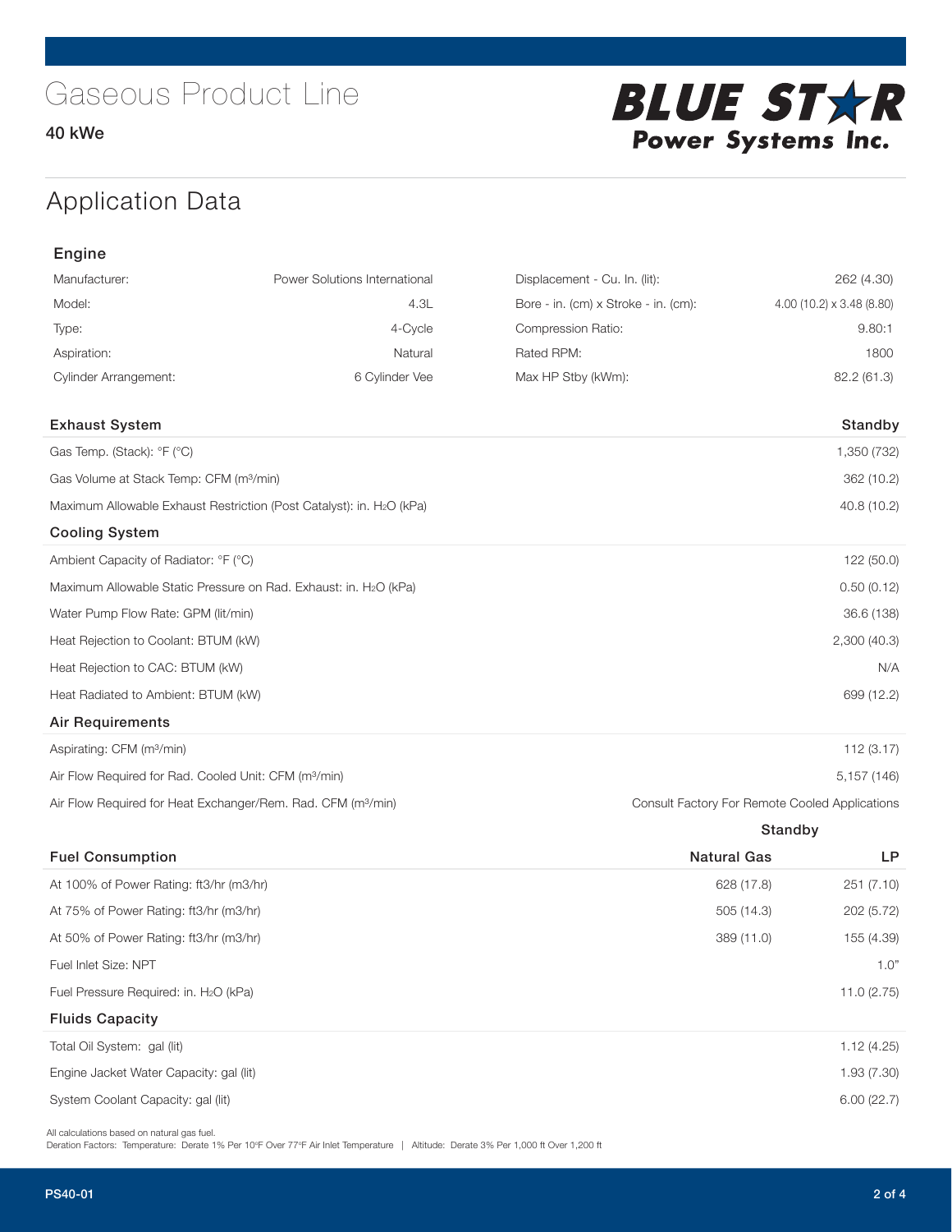# Gaseous Product Line

40 kWe

BLUE STAR Power Systems Inc.

## Application Data

### Engine

| | | | |
|---|---|---|---|
| Manufacturer: | Power Solutions International | Displacement - Cu. In. (lit): | 262 (4.30) |
| Model: | 4.3L | Bore - in. (cm) x Stroke - in. (cm): | 4.00 (10.2) x 3.48 (8.80) |
| Type: | 4-Cycle | Compression Ratio: | 9.80:1 |
| Aspiration: | Natural | Rated RPM: | 1800 |
| Cylinder Arrangement: | 6 Cylinder Vee | Max HP Stby (kWm): | 82.2 (61.3) |

| Exhaust System | Standby |
|---|---|
| Gas Temp. (Stack): °F (°C) | 1,350 (732) |
| Gas Volume at Stack Temp: CFM (m³/min) | 362 (10.2) |
| Maximum Allowable Exhaust Restriction (Post Catalyst): in. $H_2O$ (kPa) | 40.8 (10.2) |
| **Cooling System** | |
| Ambient Capacity of Radiator: °F (°C) | 122 (50.0) |
| Maximum Allowable Static Pressure on Rad. Exhaust: in. $H_2O$ (kPa) | 0.50 (0.12) |
| Water Pump Flow Rate: GPM (lit/min) | 36.6 (138) |
| Heat Rejection to Coolant: BTUM (kW) | 2,300 (40.3) |
| Heat Rejection to CAC: BTUM (kW) | N/A |
| Heat Radiated to Ambient: BTUM (kW) | 699 (12.2) |
| **Air Requirements** | |
| Aspirating: CFM (m³/min) | 112 (3.17) |
| Air Flow Required for Rad. Cooled Unit: CFM (m³/min) | 5,157 (146) |
| Air Flow Required for Heat Exchanger/Rem. Rad. CFM (m³/min) | Consult Factory For Remote Cooled Applications |

| | Standby | |
|---|---|---|
| **Fuel Consumption** | **Natural Gas** | **LP** |
| At 100% of Power Rating: ft3/hr (m3/hr) | 628 (17.8) | 251 (7.10) |
| At 75% of Power Rating: ft3/hr (m3/hr) | 505 (14.3) | 202 (5.72) |
| At 50% of Power Rating: ft3/hr (m3/hr) | 389 (11.0) | 155 (4.39) |
| Fuel Inlet Size: NPT | | 1.0" |
| Fuel Pressure Required: in. $H_2O$ (kPa) | | 11.0 (2.75) |
| **Fluids Capacity** | | |
| Total Oil System: gal (lit) | | 1.12 (4.25) |
| Engine Jacket Water Capacity: gal (lit) | | 1.93 (7.30) |
| System Coolant Capacity: gal (lit) | | 6.00 (22.7) |

All calculations based on natural gas fuel.
Deration Factors: Temperature: Derate 1% Per 10°F Over 77°F Air Inlet Temperature | Altitude: Derate 3% Per 1,000 ft Over 1,200 ft

PS40-01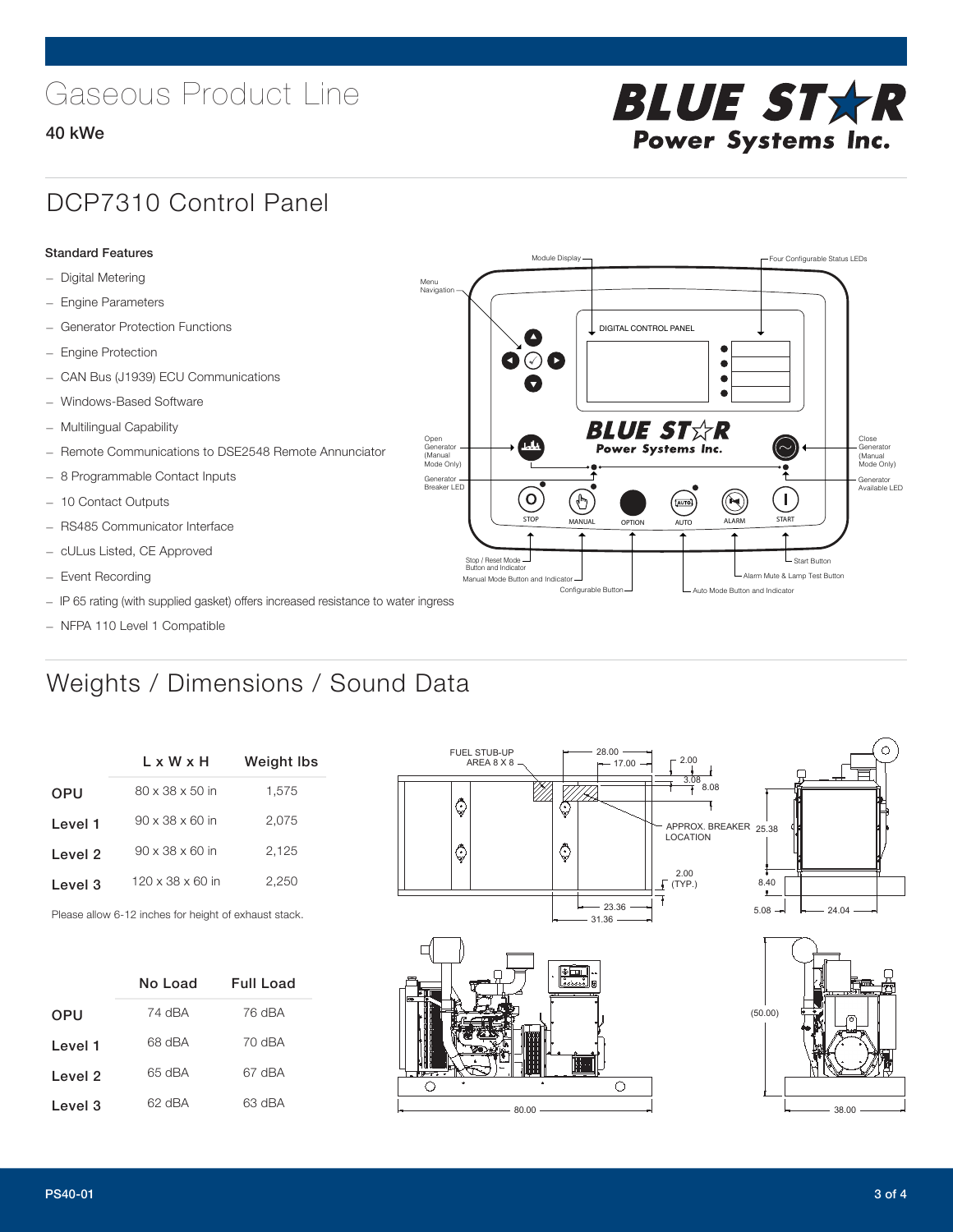# Gaseous Product Line

**40 kWe**

## DCP7310 Control Panel

**Standard Features**

- Digital Metering
- Engine Parameters
- Generator Protection Functions
- Engine Protection
- CAN Bus (J1939) ECU Communications
- Windows-Based Software
- Multilingual Capability
- Remote Communications to DSE2548 Remote Annunciator
- 8 Programmable Contact Inputs
- 10 Contact Outputs
- RS485 Communicator Interface
- cULus Listed, CE Approved
- Event Recording
- IP 65 rating (with supplied gasket) offers increased resistance to water ingress
- NFPA 110 Level 1 Compatible

Module Display, Four Configurable Status LEDs, Menu Navigation, DIGITAL CONTROL PANEL, Open Generator (Manual Mode Only), Close Generator (Manual Mode Only), Generator Breaker LED, Generator Available LED, STOP, MANUAL, OPTION, AUTO, ALARM, START, Stop / Reset Mode Button and Indicator, Manual Mode Button and Indicator, Configurable Button, Auto Mode Button and Indicator, Alarm Mute & Lamp Test Button, Start Button

## Weights / Dimensions / Sound Data

| | L x W x H | Weight lbs |
|---|---|---|
| OPU | 80 x 38 x 50 in | 1,575 |
| Level 1 | 90 x 38 x 60 in | 2,075 |
| Level 2 | 90 x 38 x 60 in | 2,125 |
| Level 3 | 120 x 38 x 60 in | 2,250 |

Please allow 6-12 inches for height of exhaust stack.

| | No Load | Full Load |
|---|---|---|
| OPU | 74 dBA | 76 dBA |
| Level 1 | 68 dBA | 70 dBA |
| Level 2 | 65 dBA | 67 dBA |
| Level 3 | 62 dBA | 63 dBA |

FUEL STUB-UP AREA 8 X 8; APPROX. BREAKER LOCATION; 28.00; 17.00; 2.00; 3.08; 8.08; 25.38; 2.00 (TYP.); 8.40; 23.36; 31.36; 5.08; 24.04; (50.00); 80.00; 38.00

PS40-01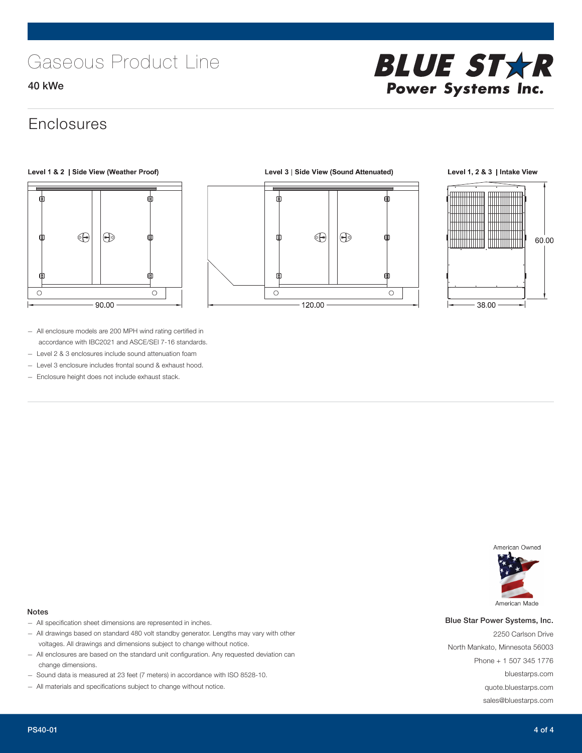# Gaseous Product Line

40 kWe

BLUE STAR Power Systems Inc.

## Enclosures

**Level 1 & 2 | Side View (Weather Proof)**

90.00

**Level 3 | Side View (Sound Attenuated)**

120.00

**Level 1, 2 & 3 | Intake View**

60.00

38.00

- All enclosure models are 200 MPH wind rating certified in accordance with IBC2021 and ASCE/SEI 7-16 standards.
- Level 2 & 3 enclosures include sound attenuation foam
- Level 3 enclosure includes frontal sound & exhaust hood.
- Enclosure height does not include exhaust stack.

American Owned

American Made

### Notes

- All specification sheet dimensions are represented in inches.
- All drawings based on standard 480 volt standby generator. Lengths may vary with other voltages. All drawings and dimensions subject to change without notice.
- All enclosures are based on the standard unit configuration. Any requested deviation can change dimensions.
- Sound data is measured at 23 feet (7 meters) in accordance with ISO 8528-10.
- All materials and specifications subject to change without notice.

**Blue Star Power Systems, Inc.**

2250 Carlson Drive

North Mankato, Minnesota 56003

Phone + 1 507 345 1776

bluestarps.com

quote.bluestarps.com

sales@bluestarps.com

PS40-01